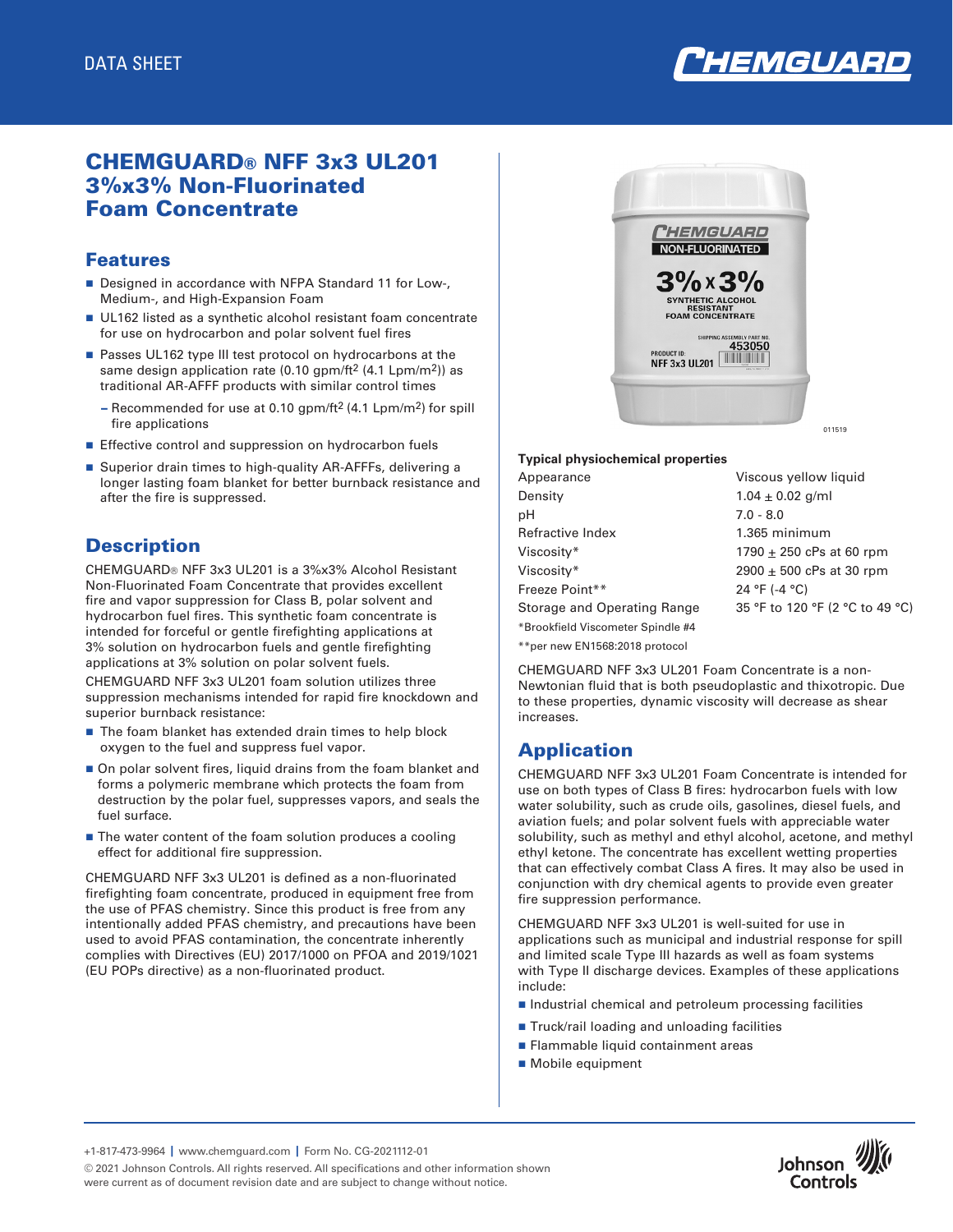DATA SHEET

# CHEMGUARD® NFF 3x3 UL201 3%x3% Non-Fluorinated Foam Concentrate

## Features

- Designed in accordance with NFPA Standard 11 for Low-, Medium-, and High-Expansion Foam
- UL162 listed as a synthetic alcohol resistant foam concentrate for use on hydrocarbon and polar solvent fuel fires
- Passes UL162 type III test protocol on hydrocarbons at the same design application rate (0.10 gpm/ft$^2$ (4.1 Lpm/m$^2$)) as traditional AR-AFFF products with similar control times
  - Recommended for use at 0.10 gpm/ft$^2$ (4.1 Lpm/m$^2$) for spill fire applications
- Effective control and suppression on hydrocarbon fuels
- Superior drain times to high-quality AR-AFFFs, delivering a longer lasting foam blanket for better burnback resistance and after the fire is suppressed.

## Description

CHEMGUARD® NFF 3x3 UL201 is a 3%x3% Alcohol Resistant Non-Fluorinated Foam Concentrate that provides excellent fire and vapor suppression for Class B, polar solvent and hydrocarbon fuel fires. This synthetic foam concentrate is intended for forceful or gentle firefighting applications at 3% solution on hydrocarbon fuels and gentle firefighting applications at 3% solution on polar solvent fuels.

CHEMGUARD NFF 3x3 UL201 foam solution utilizes three suppression mechanisms intended for rapid fire knockdown and superior burnback resistance:

- The foam blanket has extended drain times to help block oxygen to the fuel and suppress fuel vapor.
- On polar solvent fires, liquid drains from the foam blanket and forms a polymeric membrane which protects the foam from destruction by the polar fuel, suppresses vapors, and seals the fuel surface.
- The water content of the foam solution produces a cooling effect for additional fire suppression.

CHEMGUARD NFF 3x3 UL201 is defined as a non-fluorinated firefighting foam concentrate, produced in equipment free from the use of PFAS chemistry. Since this product is free from any intentionally added PFAS chemistry, and precautions have been used to avoid PFAS contamination, the concentrate inherently complies with Directives (EU) 2017/1000 on PFOA and 2019/1021 (EU POPs directive) as a non-fluorinated product.

011519

**Typical physiochemical properties**

| Property | Value |
|---|---|
| Appearance | Viscous yellow liquid |
| Density | 1.04 ± 0.02 g/ml |
| pH | 7.0 - 8.0 |
| Refractive Index | 1.365 minimum |
| Viscosity* | 1790 ± 250 cPs at 60 rpm |
| Viscosity* | 2900 ± 500 cPs at 30 rpm |
| Freeze Point** | 24 °F (-4 °C) |
| Storage and Operating Range | 35 °F to 120 °F (2 °C to 49 °C) |

*Brookfield Viscometer Spindle #4

**per new EN1568:2018 protocol

CHEMGUARD NFF 3x3 UL201 Foam Concentrate is a non-Newtonian fluid that is both pseudoplastic and thixotropic. Due to these properties, dynamic viscosity will decrease as shear increases.

## Application

CHEMGUARD NFF 3x3 UL201 Foam Concentrate is intended for use on both types of Class B fires: hydrocarbon fuels with low water solubility, such as crude oils, gasolines, diesel fuels, and aviation fuels; and polar solvent fuels with appreciable water solubility, such as methyl and ethyl alcohol, acetone, and methyl ethyl ketone. The concentrate has excellent wetting properties that can effectively combat Class A fires. It may also be used in conjunction with dry chemical agents to provide even greater fire suppression performance.

CHEMGUARD NFF 3x3 UL201 is well-suited for use in applications such as municipal and industrial response for spill and limited scale Type III hazards as well as foam systems with Type II discharge devices. Examples of these applications include:

- Industrial chemical and petroleum processing facilities
- Truck/rail loading and unloading facilities
- Flammable liquid containment areas
- Mobile equipment

+1-817-473-9964 | www.chemguard.com | Form No. CG-2021112-01

© 2021 Johnson Controls. All rights reserved. All specifications and other information shown were current as of document revision date and are subject to change without notice.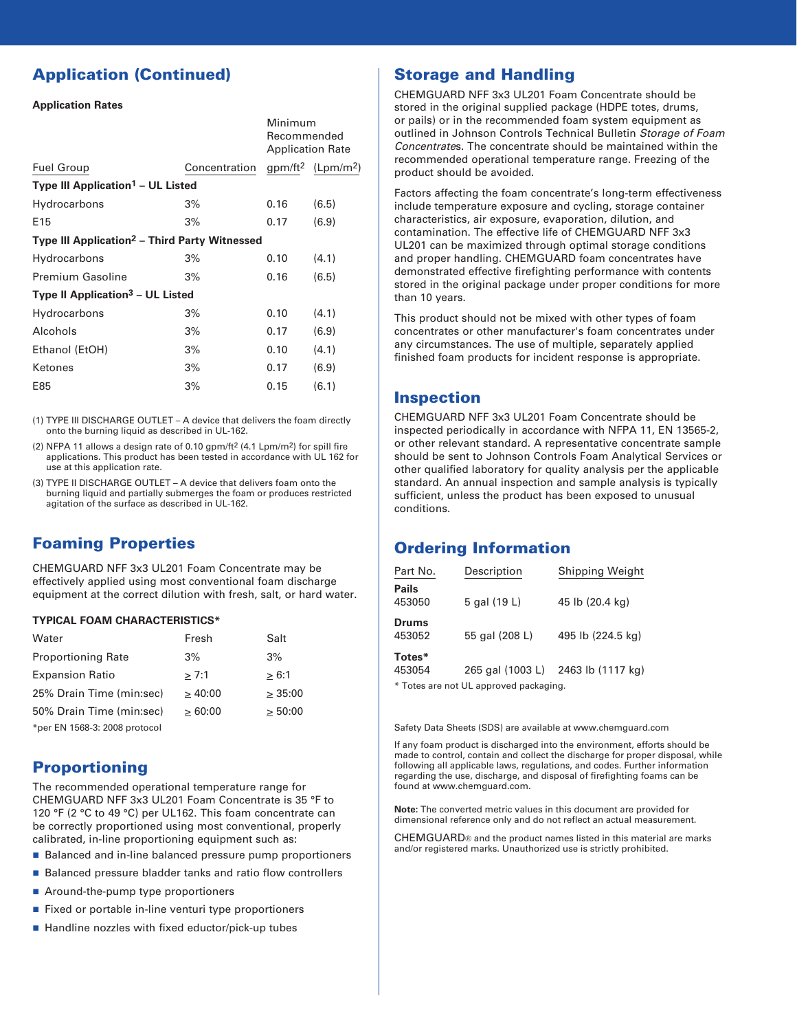## Application (Continued)

**Application Rates**

| Fuel Group | Concentration | Minimum Recommended Application Rate gpm/ft² | (Lpm/m²) |
|---|---|---|---|
| **Type III Application[1] – UL Listed** | | | |
| Hydrocarbons | 3% | 0.16 | (6.5) |
| E15 | 3% | 0.17 | (6.9) |
| **Type III Application[2] – Third Party Witnessed** | | | |
| Hydrocarbons | 3% | 0.10 | (4.1) |
| Premium Gasoline | 3% | 0.16 | (6.5) |
| **Type II Application[3] – UL Listed** | | | |
| Hydrocarbons | 3% | 0.10 | (4.1) |
| Alcohols | 3% | 0.17 | (6.9) |
| Ethanol (EtOH) | 3% | 0.10 | (4.1) |
| Ketones | 3% | 0.17 | (6.9) |
| E85 | 3% | 0.15 | (6.1) |

(1) TYPE III DISCHARGE OUTLET – A device that delivers the foam directly onto the burning liquid as described in UL-162.

(2) NFPA 11 allows a design rate of 0.10 gpm/ft² (4.1 Lpm/m²) for spill fire applications. This product has been tested in accordance with UL 162 for use at this application rate.

(3) TYPE II DISCHARGE OUTLET – A device that delivers foam onto the burning liquid and partially submerges the foam or produces restricted agitation of the surface as described in UL-162.

## Foaming Properties

CHEMGUARD NFF 3x3 UL201 Foam Concentrate may be effectively applied using most conventional foam discharge equipment at the correct dilution with fresh, salt, or hard water.

**TYPICAL FOAM CHARACTERISTICS***

| Water | Fresh | Salt |
|---|---|---|
| Proportioning Rate | 3% | 3% |
| Expansion Ratio | ≥ 7:1 | ≥ 6:1 |
| 25% Drain Time (min:sec) | ≥ 40:00 | ≥ 35:00 |
| 50% Drain Time (min:sec) | ≥ 60:00 | ≥ 50:00 |

*per EN 1568-3: 2008 protocol

## Proportioning

The recommended operational temperature range for CHEMGUARD NFF 3x3 UL201 Foam Concentrate is 35 °F to 120 °F (2 °C to 49 °C) per UL162. This foam concentrate can be correctly proportioned using most conventional, properly calibrated, in-line proportioning equipment such as:

- Balanced and in-line balanced pressure pump proportioners
- Balanced pressure bladder tanks and ratio flow controllers
- Around-the-pump type proportioners
- Fixed or portable in-line venturi type proportioners
- Handline nozzles with fixed eductor/pick-up tubes

## Storage and Handling

CHEMGUARD NFF 3x3 UL201 Foam Concentrate should be stored in the original supplied package (HDPE totes, drums, or pails) or in the recommended foam system equipment as outlined in Johnson Controls Technical Bulletin *Storage of Foam Concentrates*. The concentrate should be maintained within the recommended operational temperature range. Freezing of the product should be avoided.

Factors affecting the foam concentrate's long-term effectiveness include temperature exposure and cycling, storage container characteristics, air exposure, evaporation, dilution, and contamination. The effective life of CHEMGUARD NFF 3x3 UL201 can be maximized through optimal storage conditions and proper handling. CHEMGUARD foam concentrates have demonstrated effective firefighting performance with contents stored in the original package under proper conditions for more than 10 years.

This product should not be mixed with other types of foam concentrates or other manufacturer's foam concentrates under any circumstances. The use of multiple, separately applied finished foam products for incident response is appropriate.

## Inspection

CHEMGUARD NFF 3x3 UL201 Foam Concentrate should be inspected periodically in accordance with NFPA 11, EN 13565-2, or other relevant standard. A representative concentrate sample should be sent to Johnson Controls Foam Analytical Services or other qualified laboratory for quality analysis per the applicable standard. An annual inspection and sample analysis is typically sufficient, unless the product has been exposed to unusual conditions.

## Ordering Information

| Part No. | Description | Shipping Weight |
|---|---|---|
| **Pails** | | |
| 453050 | 5 gal (19 L) | 45 lb (20.4 kg) |
| **Drums** | | |
| 453052 | 55 gal (208 L) | 495 lb (224.5 kg) |
| **Totes*** | | |
| 453054 | 265 gal (1003 L) | 2463 lb (1117 kg) |

\* Totes are not UL approved packaging.

Safety Data Sheets (SDS) are available at www.chemguard.com

If any foam product is discharged into the environment, efforts should be made to control, contain and collect the discharge for proper disposal, while following all applicable laws, regulations, and codes. Further information regarding the use, discharge, and disposal of firefighting foams can be found at www.chemguard.com.

**Note:** The converted metric values in this document are provided for dimensional reference only and do not reflect an actual measurement.

CHEMGUARD® and the product names listed in this material are marks and/or registered marks. Unauthorized use is strictly prohibited.